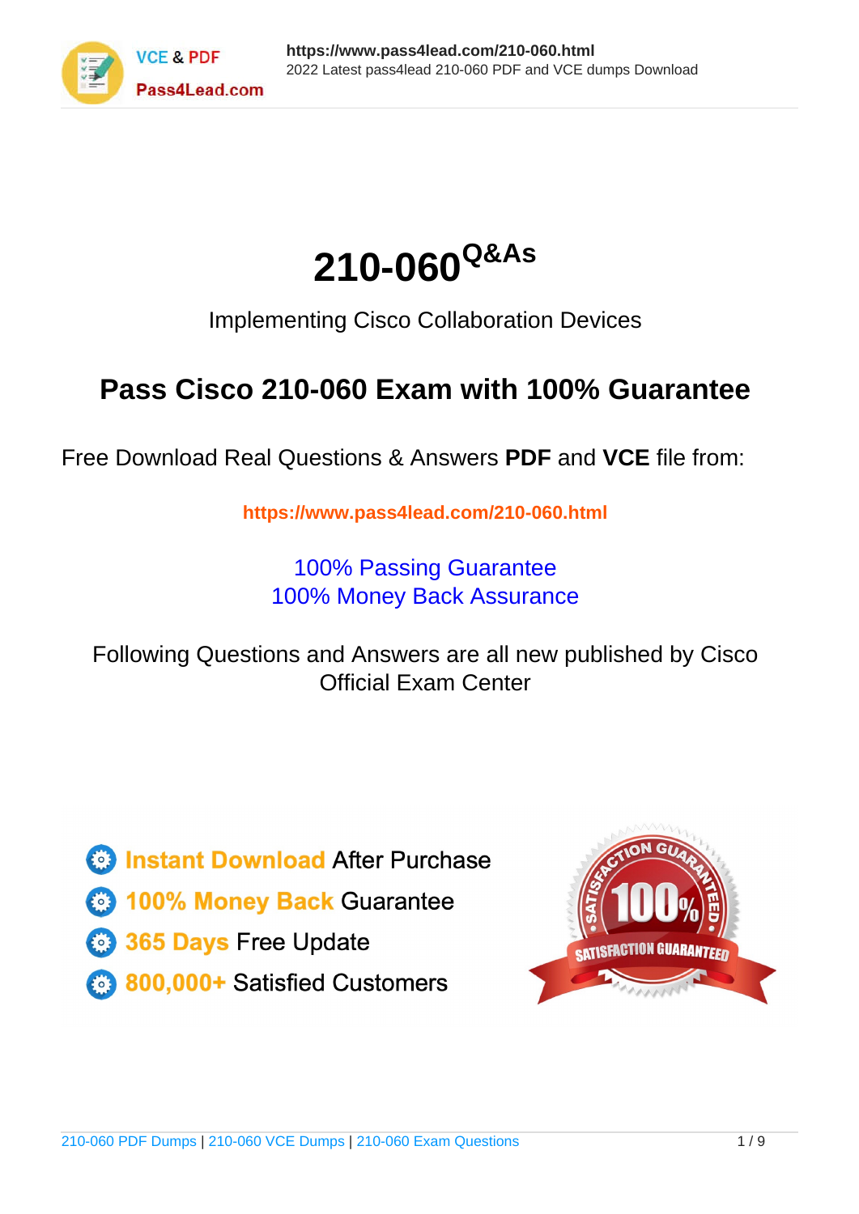# 210-060$^{Q\&As}$

Implementing Cisco Collaboration Devices

## Pass Cisco 210-060 Exam with 100% Guarantee

Free Download Real Questions & Answers **PDF** and **VCE** file from:

https://www.pass4lead.com/210-060.html

100% Passing Guarantee
100% Money Back Assurance

Following Questions and Answers are all new published by Cisco Official Exam Center

- Instant Download After Purchase
- 100% Money Back Guarantee
- 365 Days Free Update
- 800,000+ Satisfied Customers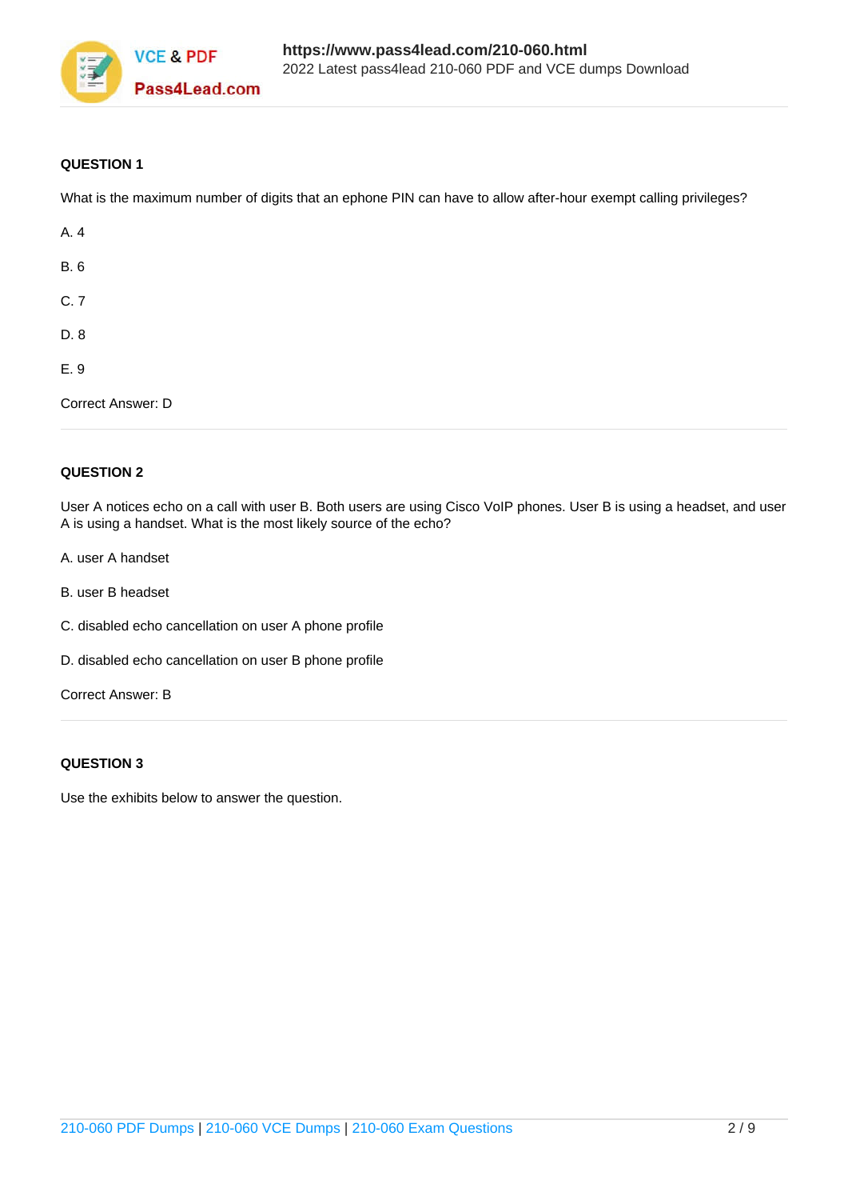**QUESTION 1**

What is the maximum number of digits that an ephone PIN can have to allow after-hour exempt calling privileges?

A. 4

B. 6

C. 7

D. 8

E. 9

Correct Answer: D

**QUESTION 2**

User A notices echo on a call with user B. Both users are using Cisco VoIP phones. User B is using a headset, and user A is using a handset. What is the most likely source of the echo?

A. user A handset

B. user B headset

C. disabled echo cancellation on user A phone profile

D. disabled echo cancellation on user B phone profile

Correct Answer: B

**QUESTION 3**

Use the exhibits below to answer the question.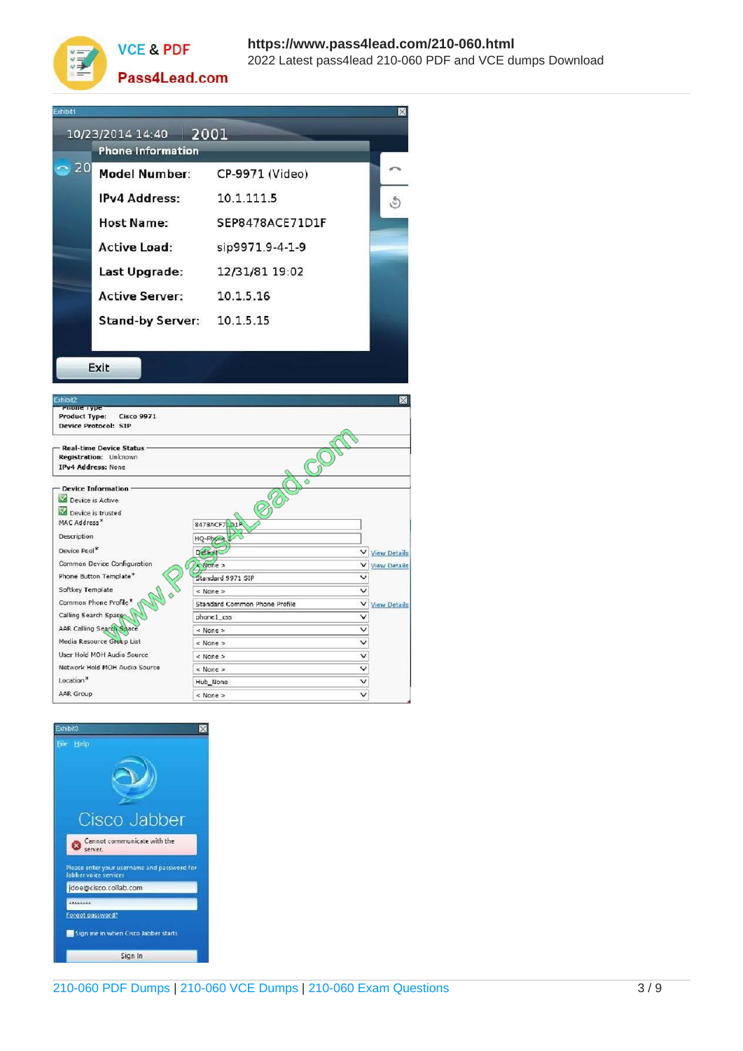Exhibit1

10/23/2014 14:40 2001

**Phone Information**

| | |
|---|---|
| Model Number: | CP-9971 (Video) |
| IPv4 Address: | 10.1.111.5 |
| Host Name: | SEP8478ACE71D1F |
| Active Load: | sip9971.9-4-1-9 |
| Last Upgrade: | 12/31/81 19:02 |
| Active Server: | 10.1.5.16 |
| Stand-by Server: | 10.1.5.15 |

Exit

Exhibit2

Phone Type
Product Type: Cisco 9971
Device Protocol: SIP

Real-time Device Status
Registration: Unknown
IPv4 Address: None

Device Information
Device is Active
Device is trusted

| | |
|---|---|
| MAC Address* | 8478ACF71D1F |
| Description | HQ-Phone |
| Device Pool* | Default |
| Common Device Configuration | < None > |
| Phone Button Template* | Standard 9971 SIP |
| Softkey Template | < None > |
| Common Phone Profile* | Standard Common Phone Profile |
| Calling Search Space | phone1_css |
| AAR Calling Search Space | < None > |
| Media Resource Group List | < None > |
| User Hold MOH Audio Source | < None > |
| Network Hold MOH Audio Source | < None > |
| Location* | Hub_None |
| AAR Group | < None > |

Exhibit3

File Help

Cisco Jabber

Cannot communicate with the server.

Please enter your username and password for Jabber voice services

jdoe@cisco.collab.com

Forgot password?

Sign me in when Cisco Jabber starts

Sign In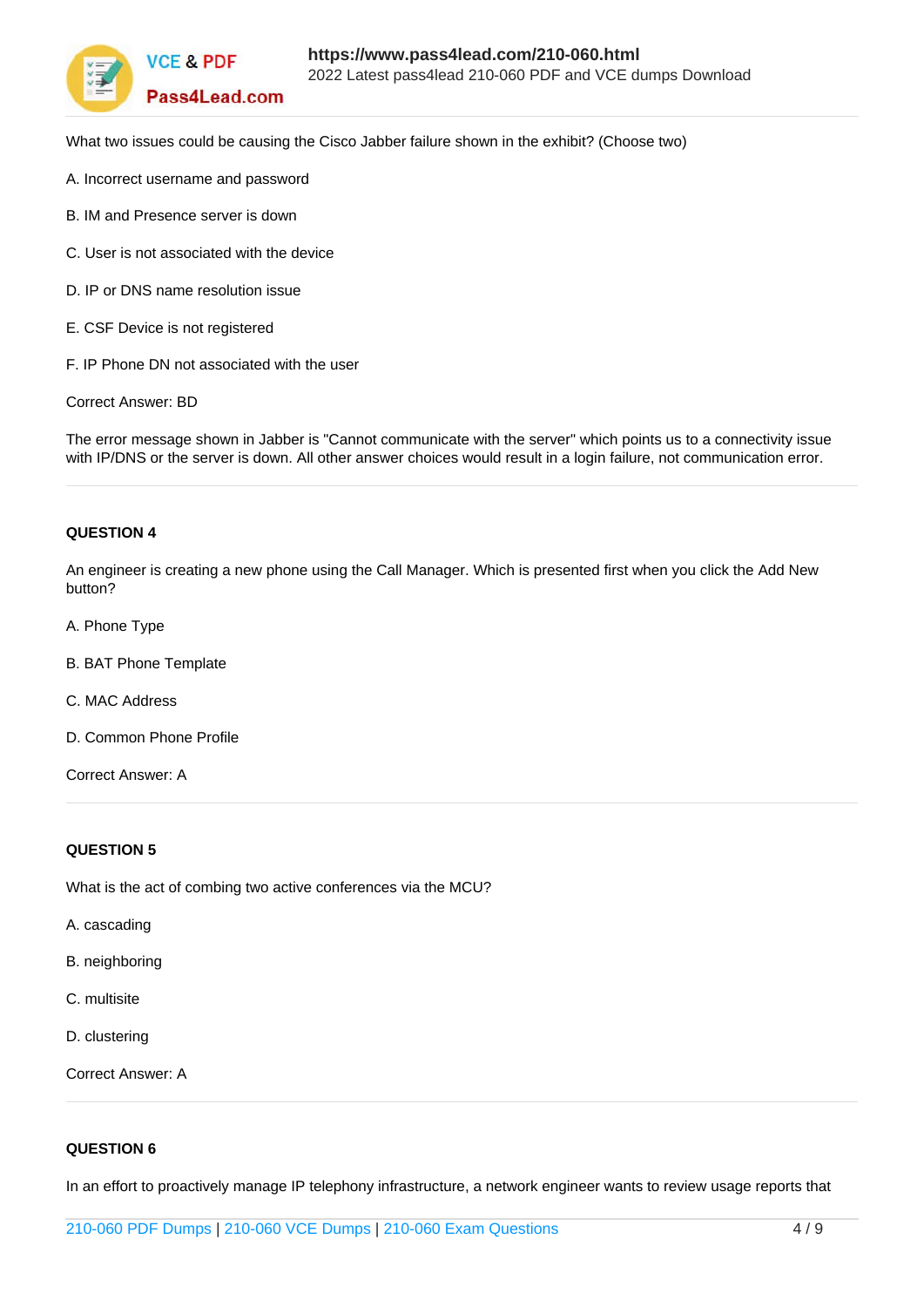What two issues could be causing the Cisco Jabber failure shown in the exhibit? (Choose two)

A. Incorrect username and password

B. IM and Presence server is down

C. User is not associated with the device

D. IP or DNS name resolution issue

E. CSF Device is not registered

F. IP Phone DN not associated with the user

Correct Answer: BD

The error message shown in Jabber is "Cannot communicate with the server" which points us to a connectivity issue with IP/DNS or the server is down. All other answer choices would result in a login failure, not communication error.

**QUESTION 4**

An engineer is creating a new phone using the Call Manager. Which is presented first when you click the Add New button?

A. Phone Type

B. BAT Phone Template

C. MAC Address

D. Common Phone Profile

Correct Answer: A

**QUESTION 5**

What is the act of combing two active conferences via the MCU?

A. cascading

B. neighboring

C. multisite

D. clustering

Correct Answer: A

**QUESTION 6**

In an effort to proactively manage IP telephony infrastructure, a network engineer wants to review usage reports that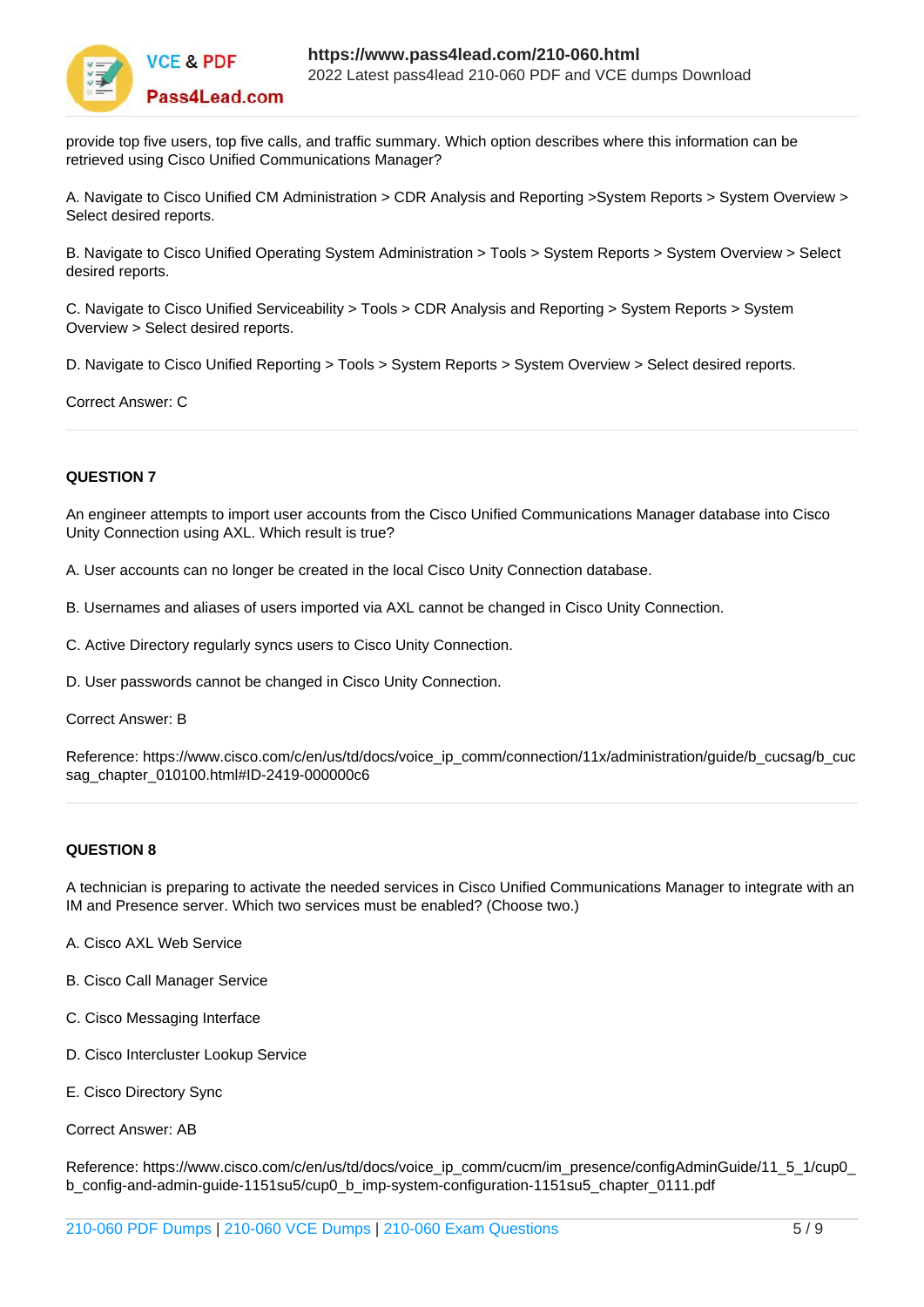provide top five users, top five calls, and traffic summary. Which option describes where this information can be retrieved using Cisco Unified Communications Manager?

A. Navigate to Cisco Unified CM Administration > CDR Analysis and Reporting >System Reports > System Overview > Select desired reports.

B. Navigate to Cisco Unified Operating System Administration > Tools > System Reports > System Overview > Select desired reports.

C. Navigate to Cisco Unified Serviceability > Tools > CDR Analysis and Reporting > System Reports > System Overview > Select desired reports.

D. Navigate to Cisco Unified Reporting > Tools > System Reports > System Overview > Select desired reports.

Correct Answer: C

---

**QUESTION 7**

An engineer attempts to import user accounts from the Cisco Unified Communications Manager database into Cisco Unity Connection using AXL. Which result is true?

A. User accounts can no longer be created in the local Cisco Unity Connection database.

B. Usernames and aliases of users imported via AXL cannot be changed in Cisco Unity Connection.

C. Active Directory regularly syncs users to Cisco Unity Connection.

D. User passwords cannot be changed in Cisco Unity Connection.

Correct Answer: B

Reference: https://www.cisco.com/c/en/us/td/docs/voice_ip_comm/connection/11x/administration/guide/b_cucsag/b_cucsag_chapter_010100.html#ID-2419-000000c6

---

**QUESTION 8**

A technician is preparing to activate the needed services in Cisco Unified Communications Manager to integrate with an IM and Presence server. Which two services must be enabled? (Choose two.)

A. Cisco AXL Web Service

B. Cisco Call Manager Service

C. Cisco Messaging Interface

D. Cisco Intercluster Lookup Service

E. Cisco Directory Sync

Correct Answer: AB

Reference: https://www.cisco.com/c/en/us/td/docs/voice_ip_comm/cucm/im_presence/configAdminGuide/11_5_1/cup0_b_config-and-admin-guide-1151su5/cup0_b_imp-system-configuration-1151su5_chapter_0111.pdf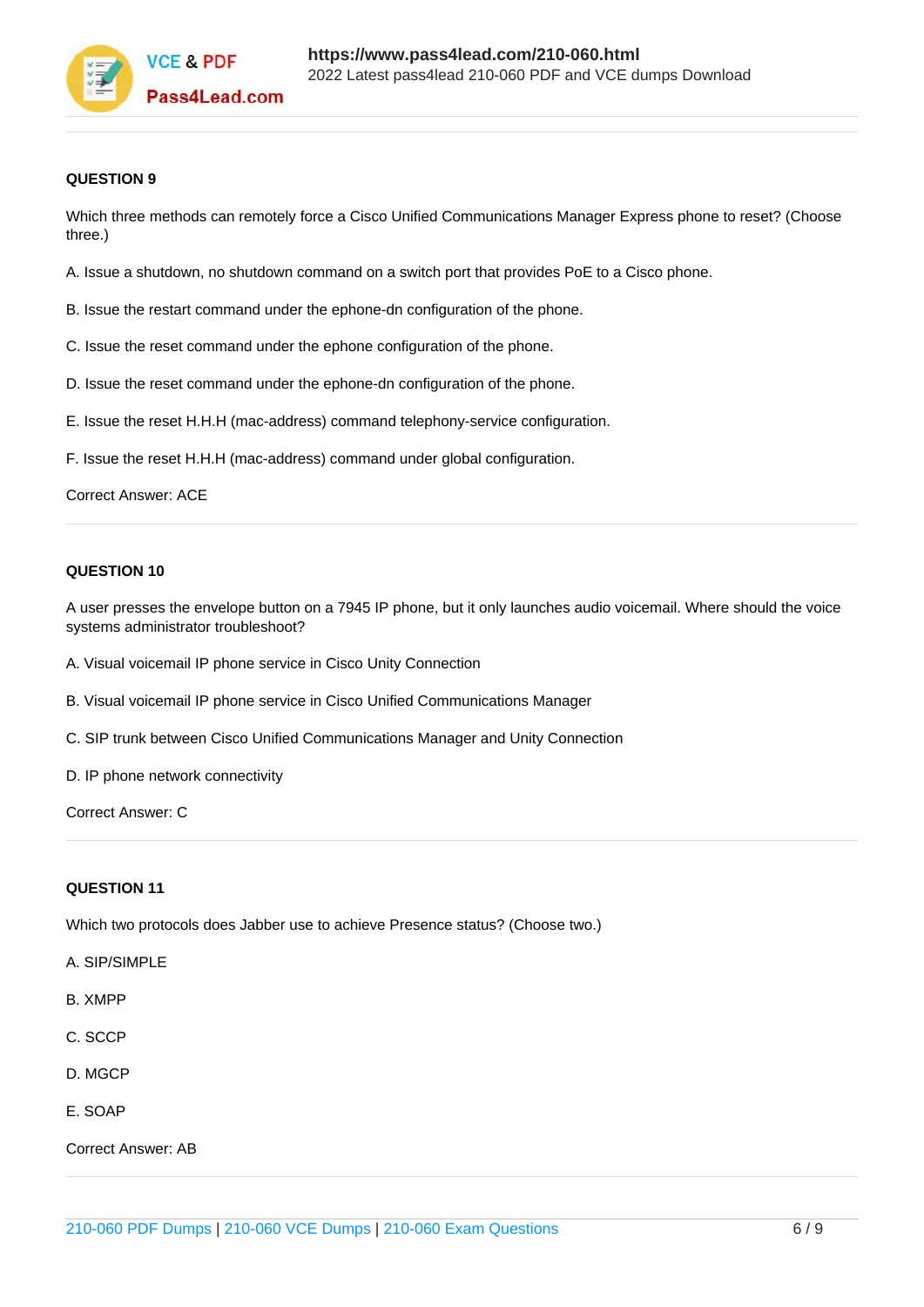**QUESTION 9**

Which three methods can remotely force a Cisco Unified Communications Manager Express phone to reset? (Choose three.)

A. Issue a shutdown, no shutdown command on a switch port that provides PoE to a Cisco phone.

B. Issue the restart command under the ephone-dn configuration of the phone.

C. Issue the reset command under the ephone configuration of the phone.

D. Issue the reset command under the ephone-dn configuration of the phone.

E. Issue the reset H.H.H (mac-address) command telephony-service configuration.

F. Issue the reset H.H.H (mac-address) command under global configuration.

Correct Answer: ACE

---

**QUESTION 10**

A user presses the envelope button on a 7945 IP phone, but it only launches audio voicemail. Where should the voice systems administrator troubleshoot?

A. Visual voicemail IP phone service in Cisco Unity Connection

B. Visual voicemail IP phone service in Cisco Unified Communications Manager

C. SIP trunk between Cisco Unified Communications Manager and Unity Connection

D. IP phone network connectivity

Correct Answer: C

---

**QUESTION 11**

Which two protocols does Jabber use to achieve Presence status? (Choose two.)

A. SIP/SIMPLE

B. XMPP

C. SCCP

D. MGCP

E. SOAP

Correct Answer: AB

---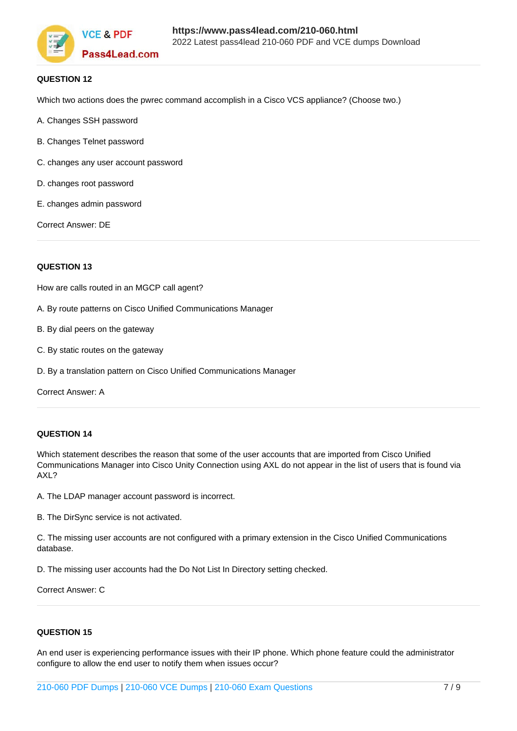**QUESTION 12**

Which two actions does the pwrec command accomplish in a Cisco VCS appliance? (Choose two.)

A. Changes SSH password

B. Changes Telnet password

C. changes any user account password

D. changes root password

E. changes admin password

Correct Answer: DE

**QUESTION 13**

How are calls routed in an MGCP call agent?

A. By route patterns on Cisco Unified Communications Manager

B. By dial peers on the gateway

C. By static routes on the gateway

D. By a translation pattern on Cisco Unified Communications Manager

Correct Answer: A

**QUESTION 14**

Which statement describes the reason that some of the user accounts that are imported from Cisco Unified Communications Manager into Cisco Unity Connection using AXL do not appear in the list of users that is found via AXL?

A. The LDAP manager account password is incorrect.

B. The DirSync service is not activated.

C. The missing user accounts are not configured with a primary extension in the Cisco Unified Communications database.

D. The missing user accounts had the Do Not List In Directory setting checked.

Correct Answer: C

**QUESTION 15**

An end user is experiencing performance issues with their IP phone. Which phone feature could the administrator configure to allow the end user to notify them when issues occur?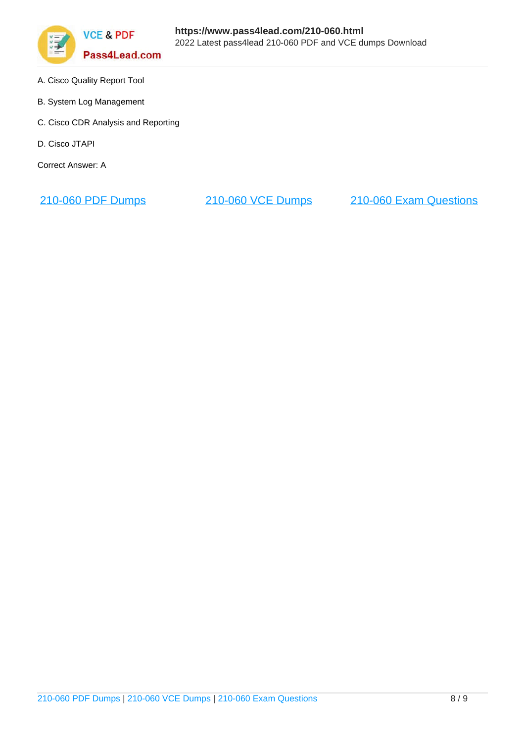A. Cisco Quality Report Tool

B. System Log Management

C. Cisco CDR Analysis and Reporting

D. Cisco JTAPI

Correct Answer: A

210-060 PDF Dumps 210-060 VCE Dumps 210-060 Exam Questions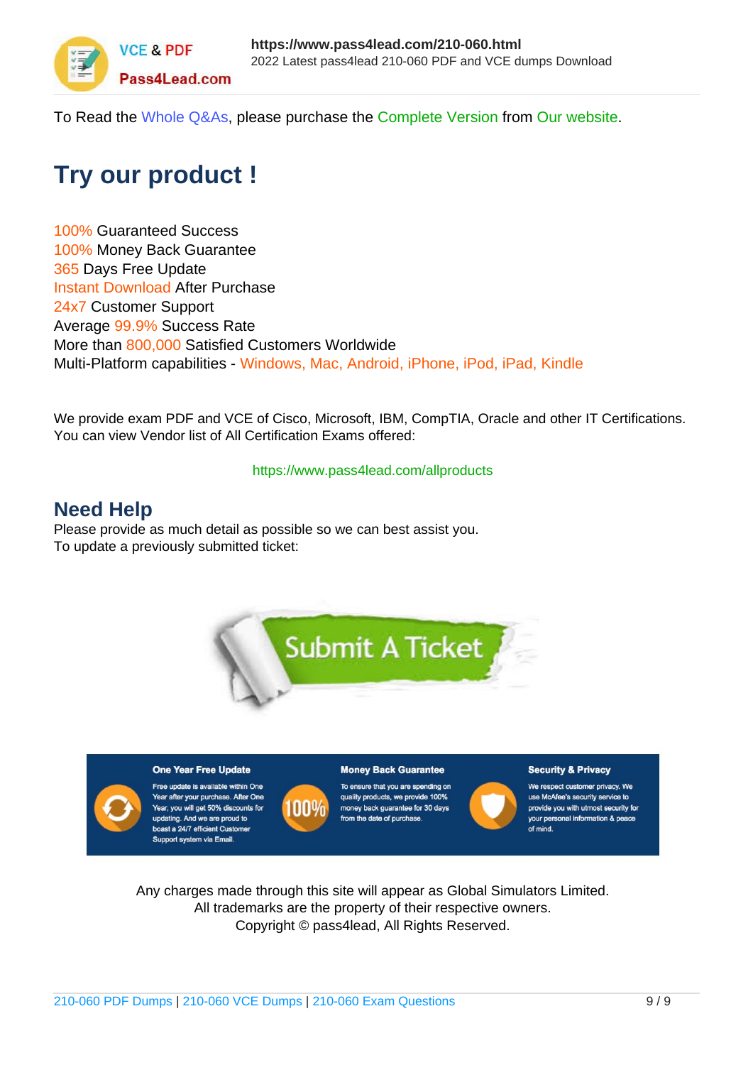To Read the Whole Q&As, please purchase the Complete Version from Our website.

# Try our product !

100% Guaranteed Success
100% Money Back Guarantee
365 Days Free Update
Instant Download After Purchase
24x7 Customer Support
Average 99.9% Success Rate
More than 800,000 Satisfied Customers Worldwide
Multi-Platform capabilities - Windows, Mac, Android, iPhone, iPod, iPad, Kindle

We provide exam PDF and VCE of Cisco, Microsoft, IBM, CompTIA, Oracle and other IT Certifications.
You can view Vendor list of All Certification Exams offered:

https://www.pass4lead.com/allproducts

## Need Help

Please provide as much detail as possible so we can best assist you.
To update a previously submitted ticket:

Submit A Ticket

**One Year Free Update**
Free update is available within One Year after your purchase. After One Year, you will get 50% discounts for updating. And we are proud to boast a 24/7 efficient Customer Support system via Email.

**Money Back Guarantee**
To ensure that you are spending on quality products, we provide 100% money back guarantee for 30 days from the date of purchase.

**Security & Privacy**
We respect customer privacy. We use McAfee's security service to provide you with utmost security for your personal information & peace of mind.

Any charges made through this site will appear as Global Simulators Limited.
All trademarks are the property of their respective owners.
Copyright © pass4lead, All Rights Reserved.